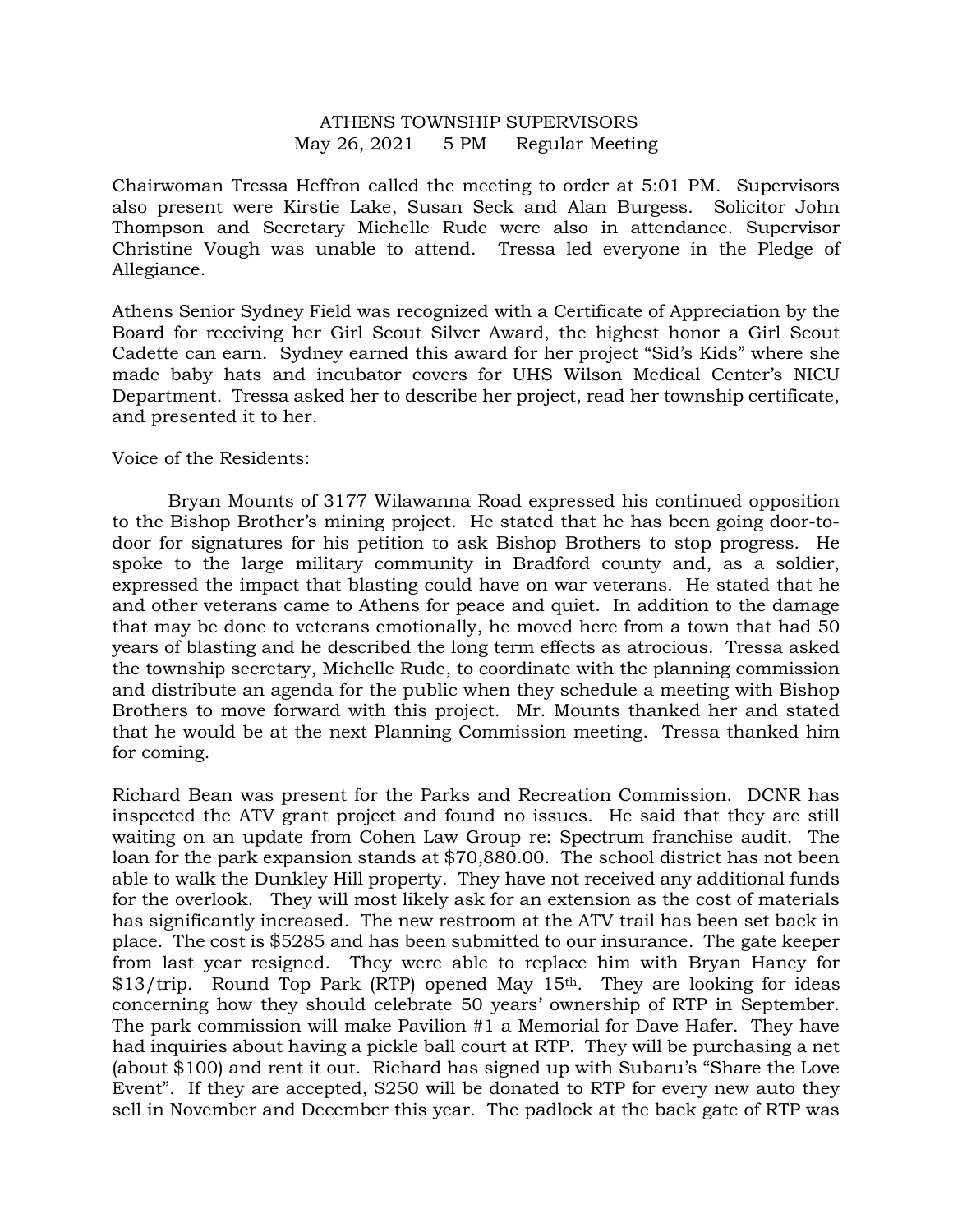ATHENS TOWNSHIP SUPERVISORS
May 26, 2021 5 PM Regular Meeting

Chairwoman Tressa Heffron called the meeting to order at 5:01 PM. Supervisors also present were Kirstie Lake, Susan Seck and Alan Burgess. Solicitor John Thompson and Secretary Michelle Rude were also in attendance. Supervisor Christine Vough was unable to attend. Tressa led everyone in the Pledge of Allegiance.

Athens Senior Sydney Field was recognized with a Certificate of Appreciation by the Board for receiving her Girl Scout Silver Award, the highest honor a Girl Scout Cadette can earn. Sydney earned this award for her project "Sid's Kids" where she made baby hats and incubator covers for UHS Wilson Medical Center's NICU Department. Tressa asked her to describe her project, read her township certificate, and presented it to her.

Voice of the Residents:

Bryan Mounts of 3177 Wilawanna Road expressed his continued opposition to the Bishop Brother's mining project. He stated that he has been going door-to-door for signatures for his petition to ask Bishop Brothers to stop progress. He spoke to the large military community in Bradford county and, as a soldier, expressed the impact that blasting could have on war veterans. He stated that he and other veterans came to Athens for peace and quiet. In addition to the damage that may be done to veterans emotionally, he moved here from a town that had 50 years of blasting and he described the long term effects as atrocious. Tressa asked the township secretary, Michelle Rude, to coordinate with the planning commission and distribute an agenda for the public when they schedule a meeting with Bishop Brothers to move forward with this project. Mr. Mounts thanked her and stated that he would be at the next Planning Commission meeting. Tressa thanked him for coming.

Richard Bean was present for the Parks and Recreation Commission. DCNR has inspected the ATV grant project and found no issues. He said that they are still waiting on an update from Cohen Law Group re: Spectrum franchise audit. The loan for the park expansion stands at $70,880.00. The school district has not been able to walk the Dunkley Hill property. They have not received any additional funds for the overlook. They will most likely ask for an extension as the cost of materials has significantly increased. The new restroom at the ATV trail has been set back in place. The cost is $5285 and has been submitted to our insurance. The gate keeper from last year resigned. They were able to replace him with Bryan Haney for $13/trip. Round Top Park (RTP) opened May 15th. They are looking for ideas concerning how they should celebrate 50 years' ownership of RTP in September. The park commission will make Pavilion #1 a Memorial for Dave Hafer. They have had inquiries about having a pickle ball court at RTP. They will be purchasing a net (about $100) and rent it out. Richard has signed up with Subaru's "Share the Love Event". If they are accepted, $250 will be donated to RTP for every new auto they sell in November and December this year. The padlock at the back gate of RTP was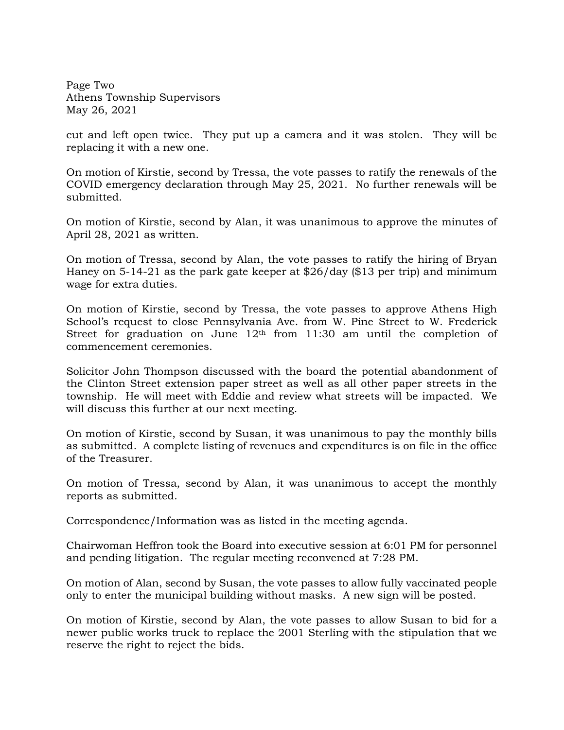cut and left open twice. They put up a camera and it was stolen. They will be replacing it with a new one.

On motion of Kirstie, second by Tressa, the vote passes to ratify the renewals of the COVID emergency declaration through May 25, 2021. No further renewals will be submitted.

On motion of Kirstie, second by Alan, it was unanimous to approve the minutes of April 28, 2021 as written.

On motion of Tressa, second by Alan, the vote passes to ratify the hiring of Bryan Haney on 5-14-21 as the park gate keeper at $26/day ($13 per trip) and minimum wage for extra duties.

On motion of Kirstie, second by Tressa, the vote passes to approve Athens High School's request to close Pennsylvania Ave. from W. Pine Street to W. Frederick Street for graduation on June 12th from 11:30 am until the completion of commencement ceremonies.

Solicitor John Thompson discussed with the board the potential abandonment of the Clinton Street extension paper street as well as all other paper streets in the township. He will meet with Eddie and review what streets will be impacted. We will discuss this further at our next meeting.

On motion of Kirstie, second by Susan, it was unanimous to pay the monthly bills as submitted. A complete listing of revenues and expenditures is on file in the office of the Treasurer.

On motion of Tressa, second by Alan, it was unanimous to accept the monthly reports as submitted.

Correspondence/Information was as listed in the meeting agenda.

Chairwoman Heffron took the Board into executive session at 6:01 PM for personnel and pending litigation. The regular meeting reconvened at 7:28 PM.

On motion of Alan, second by Susan, the vote passes to allow fully vaccinated people only to enter the municipal building without masks. A new sign will be posted.

On motion of Kirstie, second by Alan, the vote passes to allow Susan to bid for a newer public works truck to replace the 2001 Sterling with the stipulation that we reserve the right to reject the bids.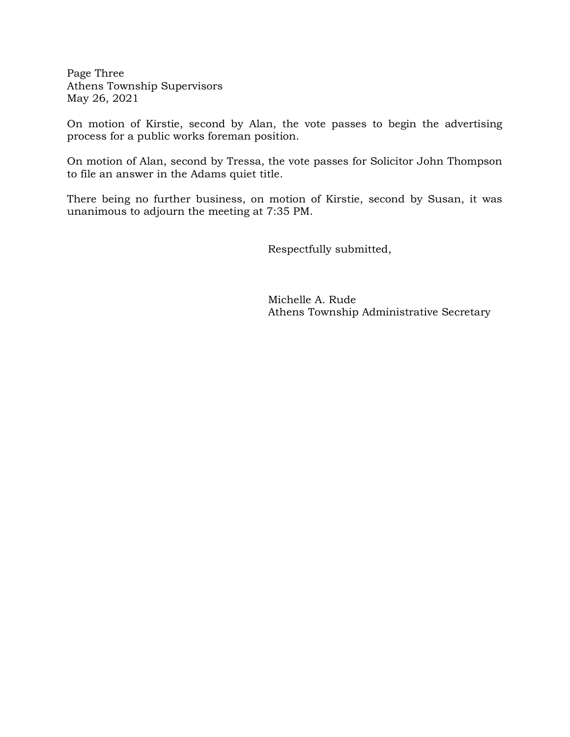On motion of Kirstie, second by Alan, the vote passes to begin the advertising process for a public works foreman position.

On motion of Alan, second by Tressa, the vote passes for Solicitor John Thompson to file an answer in the Adams quiet title.

There being no further business, on motion of Kirstie, second by Susan, it was unanimous to adjourn the meeting at 7:35 PM.

Respectfully submitted,

Michelle A. Rude
Athens Township Administrative Secretary